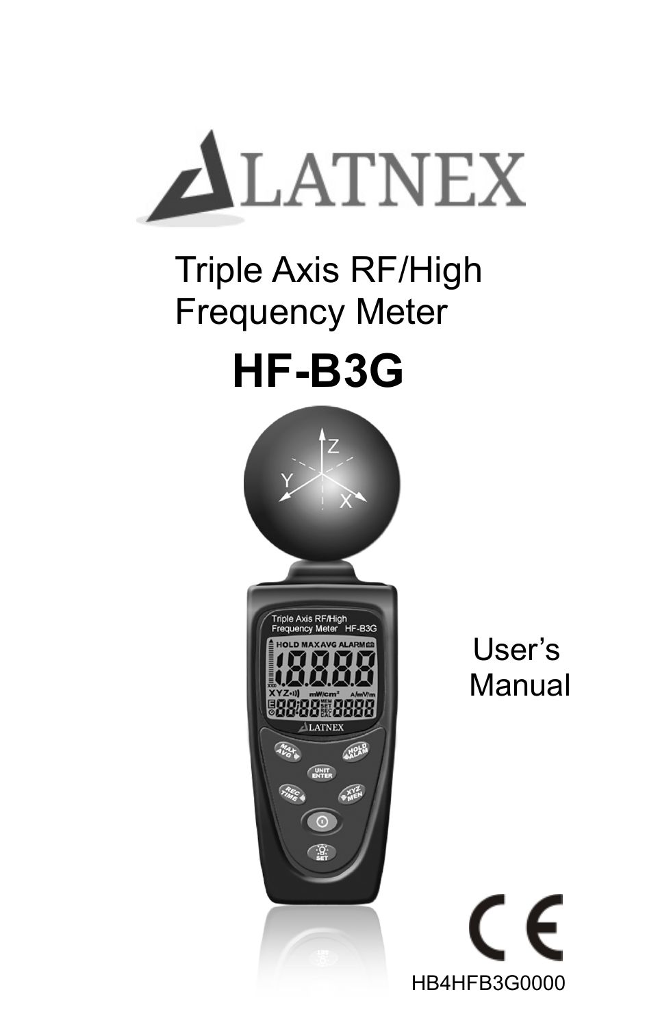LATNEX

# Triple Axis RF/High Frequency Meter

# HF-B3G

User's Manual

HB4HFB3G0000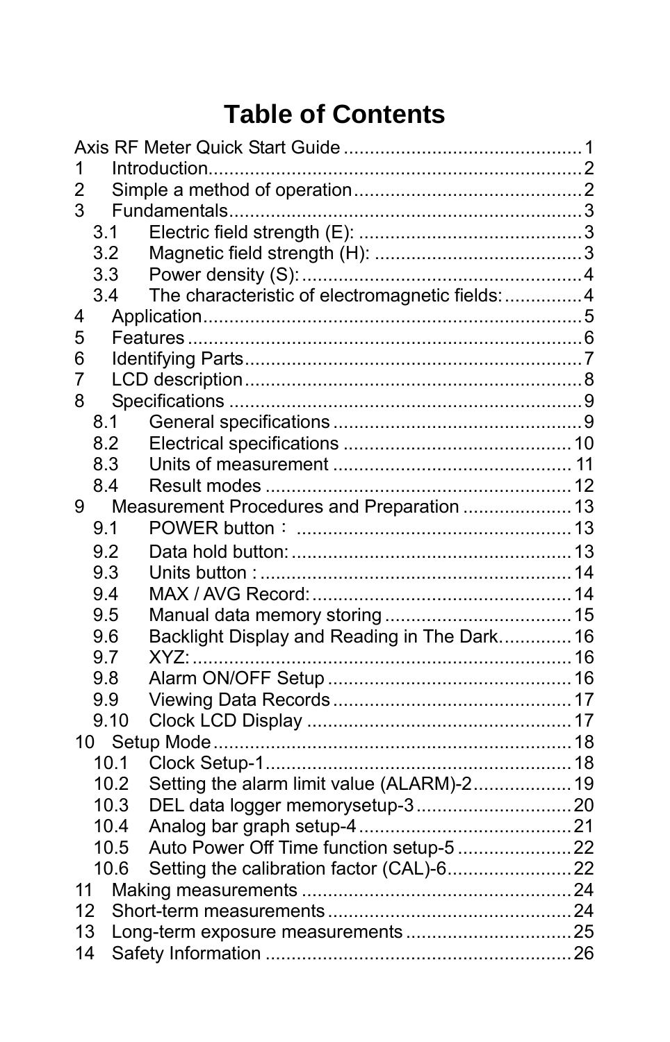# Table of Contents

Axis RF Meter Quick Start Guide ............................................. 1
1 Introduction....................................................................... 2
2 Simple a method of operation............................................ 2
3 Fundamentals.................................................................... 3
  3.1 Electric field strength (E): ........................................... 3
  3.2 Magnetic field strength (H): ........................................ 3
  3.3 Power density (S): ...................................................... 4
  3.4 The characteristic of electromagnetic fields: ............... 4
4 Application......................................................................... 5
5 Features ........................................................................... 6
6 Identifying Parts................................................................. 7
7 LCD description................................................................. 8
8 Specifications .................................................................... 9
  8.1 General specifications ................................................. 9
  8.2 Electrical specifications ............................................ 10
  8.3 Units of measurement .............................................. 11
  8.4 Result modes ........................................................... 12
9 Measurement Procedures and Preparation ..................... 13
  9.1 POWER button： ..................................................... 13
  9.2 Data hold button: ...................................................... 13
  9.3 Units button : ........................................................... 14
  9.4 MAX / AVG Record: ................................................. 14
  9.5 Manual data memory storing .................................... 15
  9.6 Backlight Display and Reading in The Dark.............. 16
  9.7 XYZ: ........................................................................ 16
  9.8 Alarm ON/OFF Setup ............................................... 16
  9.9 Viewing Data Records .............................................. 17
  9.10 Clock LCD Display ................................................... 17
10 Setup Mode ..................................................................... 18
  10.1 Clock Setup-1........................................................... 18
  10.2 Setting the alarm limit value (ALARM)-2................... 19
  10.3 DEL data logger memorysetup-3 .............................. 20
  10.4 Analog bar graph setup-4 ......................................... 21
  10.5 Auto Power Off Time function setup-5 ...................... 22
  10.6 Setting the calibration factor (CAL)-6........................ 22
11 Making measurements .................................................... 24
12 Short-term measurements ............................................... 24
13 Long-term exposure measurements ................................ 25
14 Safety Information ........................................................... 26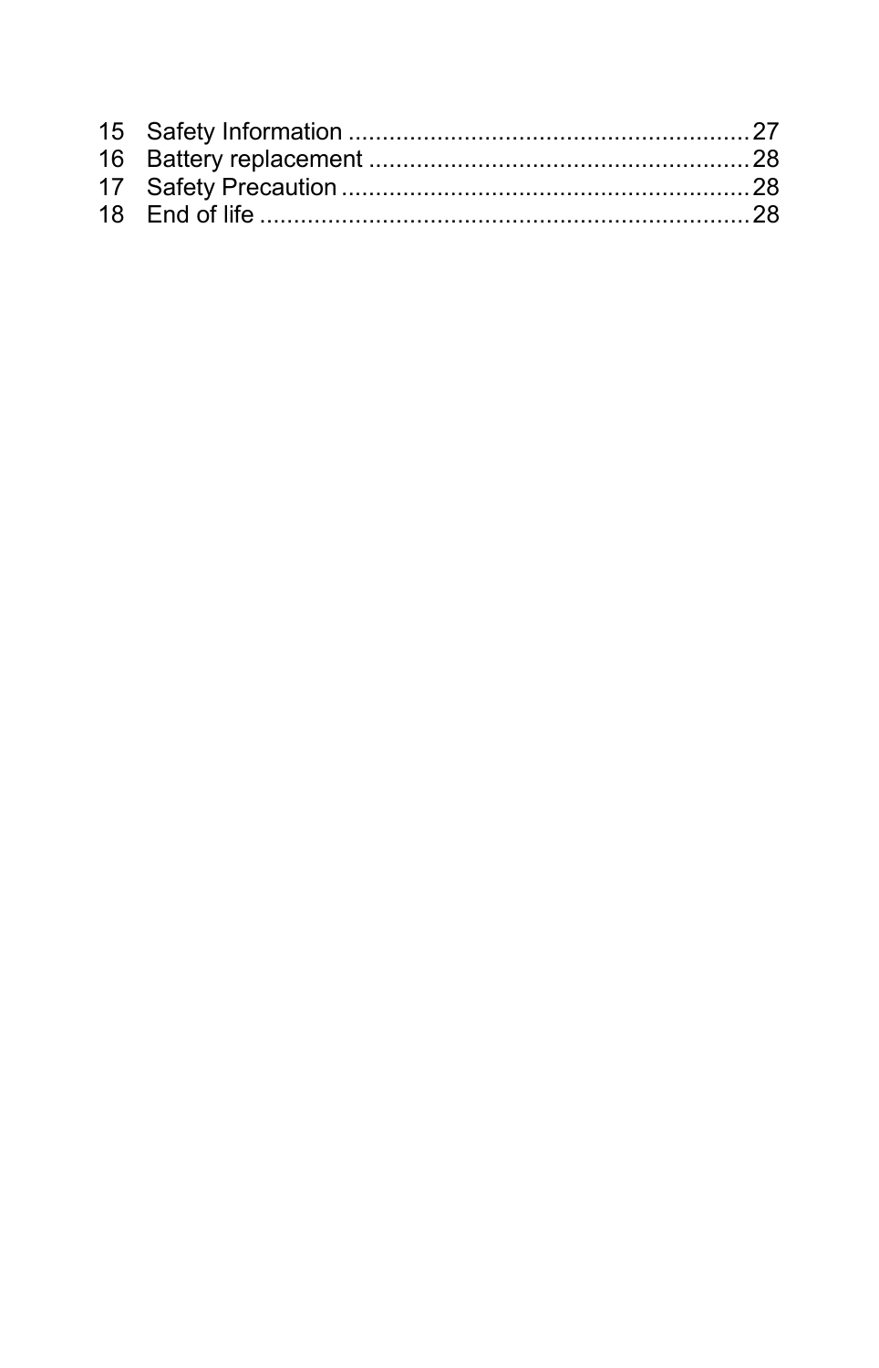15 Safety Information ........................................................... 27
16 Battery replacement ........................................................ 28
17 Safety Precaution ............................................................ 28
18 End of life ........................................................................ 28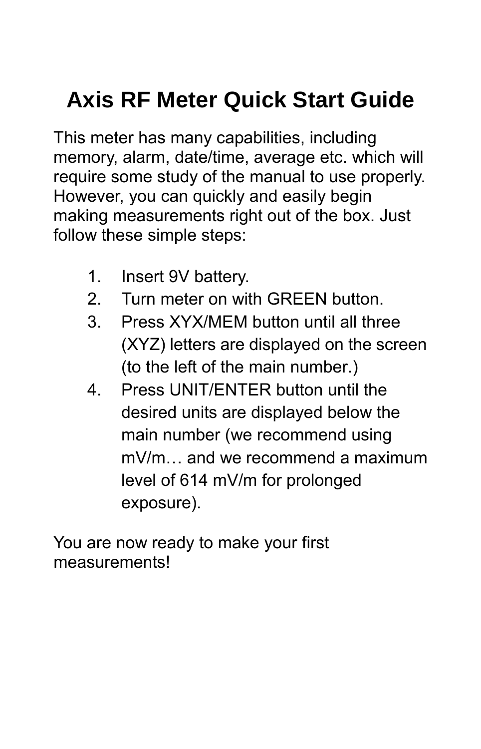# Axis RF Meter Quick Start Guide

This meter has many capabilities, including memory, alarm, date/time, average etc. which will require some study of the manual to use properly. However, you can quickly and easily begin making measurements right out of the box. Just follow these simple steps:

1. Insert 9V battery.
2. Turn meter on with GREEN button.
3. Press XYX/MEM button until all three (XYZ) letters are displayed on the screen (to the left of the main number.)
4. Press UNIT/ENTER button until the desired units are displayed below the main number (we recommend using mV/m… and we recommend a maximum level of 614 mV/m for prolonged exposure).

You are now ready to make your first measurements!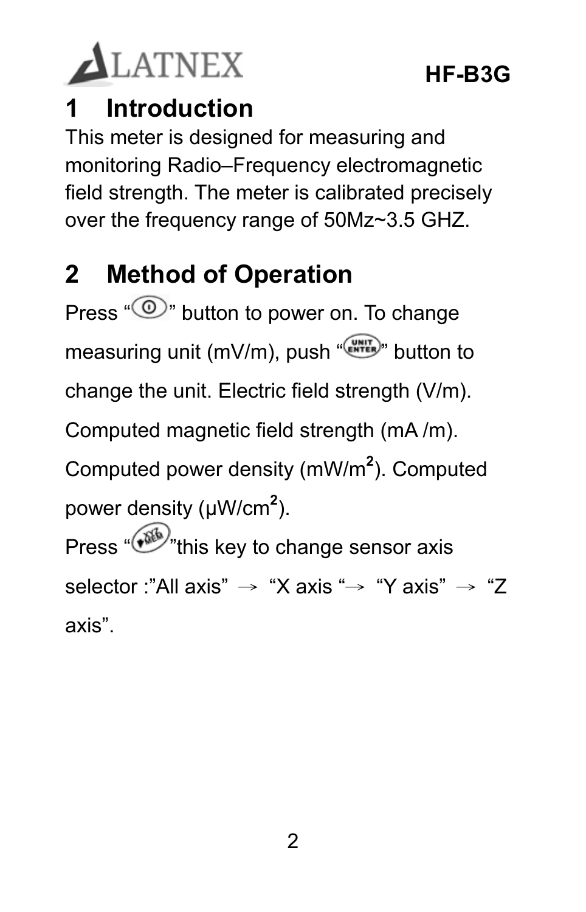# 1 Introduction

This meter is designed for measuring and monitoring Radio–Frequency electromagnetic field strength. The meter is calibrated precisely over the frequency range of 50Mz~3.5 GHZ.

# 2 Method of Operation

Press “ ” button to power on. To change measuring unit (mV/m), push “ ” button to change the unit. Electric field strength (V/m). Computed magnetic field strength (mA /m). Computed power density (mW/m$^2$). Computed power density (μW/cm$^2$).

Press “ ”this key to change sensor axis selector :”All axis” → “X axis “→ “Y axis” → “Z axis”.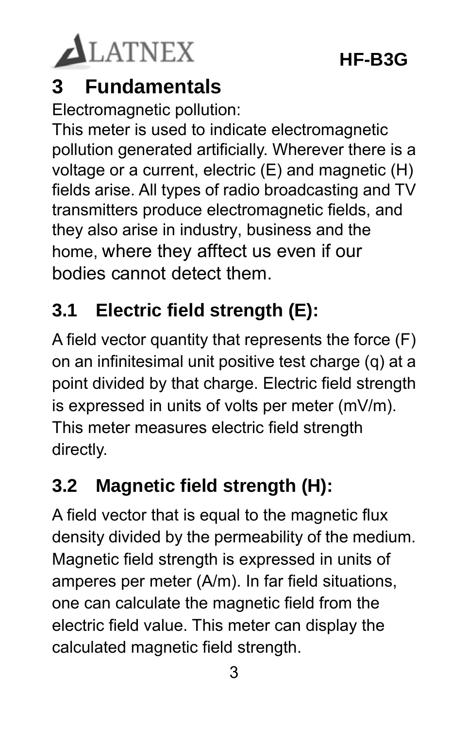# 3 Fundamentals

Electromagnetic pollution:

This meter is used to indicate electromagnetic pollution generated artificially. Wherever there is a voltage or a current, electric (E) and magnetic (H) fields arise. All types of radio broadcasting and TV transmitters produce electromagnetic fields, and they also arise in industry, business and the home, where they afftect us even if our bodies cannot detect them.

## 3.1 Electric field strength (E):

A field vector quantity that represents the force (F) on an infinitesimal unit positive test charge (q) at a point divided by that charge. Electric field strength is expressed in units of volts per meter (mV/m). This meter measures electric field strength directly.

## 3.2 Magnetic field strength (H):

A field vector that is equal to the magnetic flux density divided by the permeability of the medium. Magnetic field strength is expressed in units of amperes per meter (A/m). In far field situations, one can calculate the magnetic field from the electric field value. This meter can display the calculated magnetic field strength.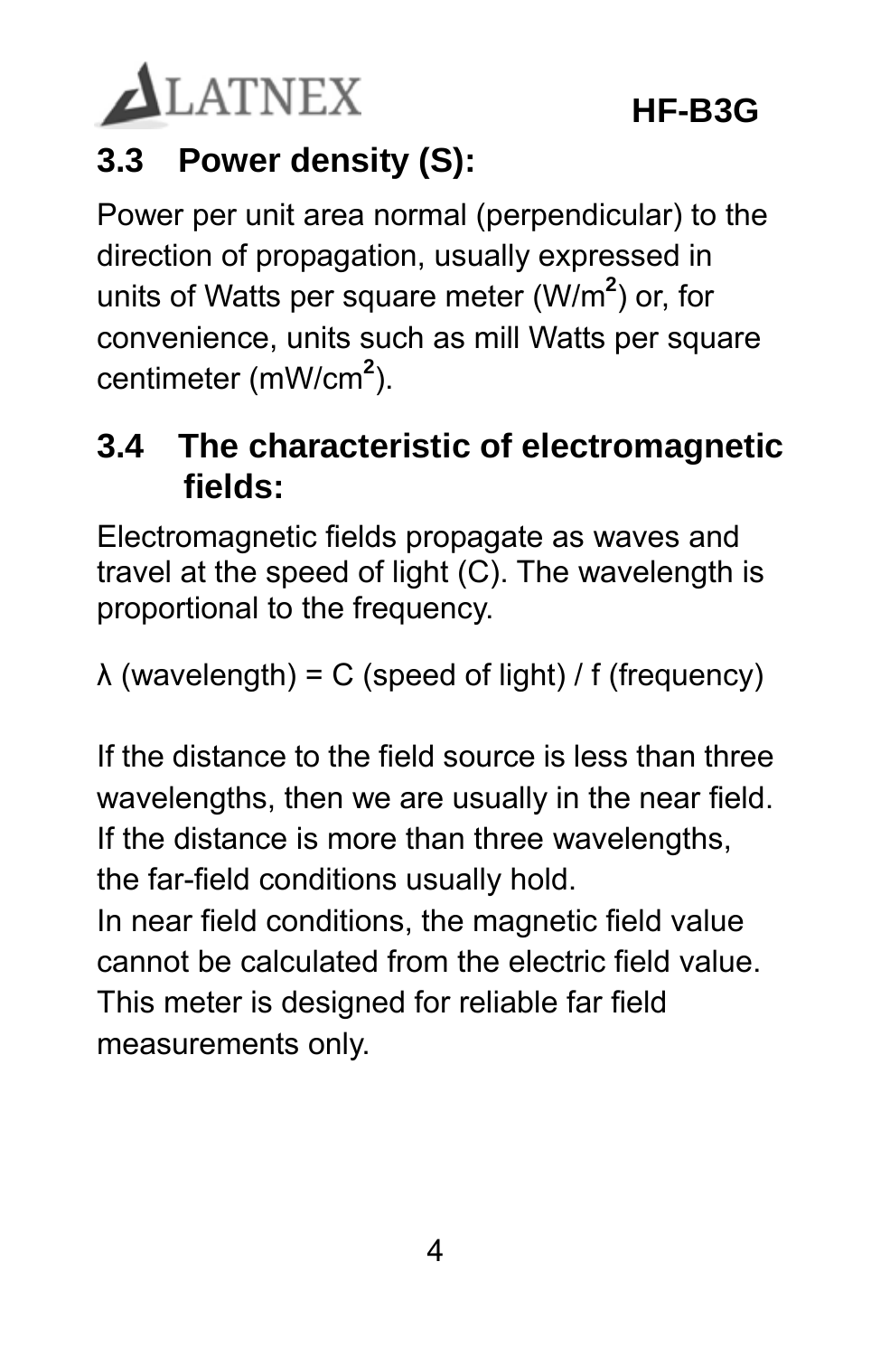### 3.3 Power density (S):

Power per unit area normal (perpendicular) to the direction of propagation, usually expressed in units of Watts per square meter ($W/m^2$) or, for convenience, units such as mill Watts per square centimeter ($mW/cm^2$).

### 3.4 The characteristic of electromagnetic fields:

Electromagnetic fields propagate as waves and travel at the speed of light (C). The wavelength is proportional to the frequency.

$\lambda$ (wavelength) = C (speed of light) / f (frequency)

If the distance to the field source is less than three wavelengths, then we are usually in the near field. If the distance is more than three wavelengths, the far-field conditions usually hold.
In near field conditions, the magnetic field value cannot be calculated from the electric field value. This meter is designed for reliable far field measurements only.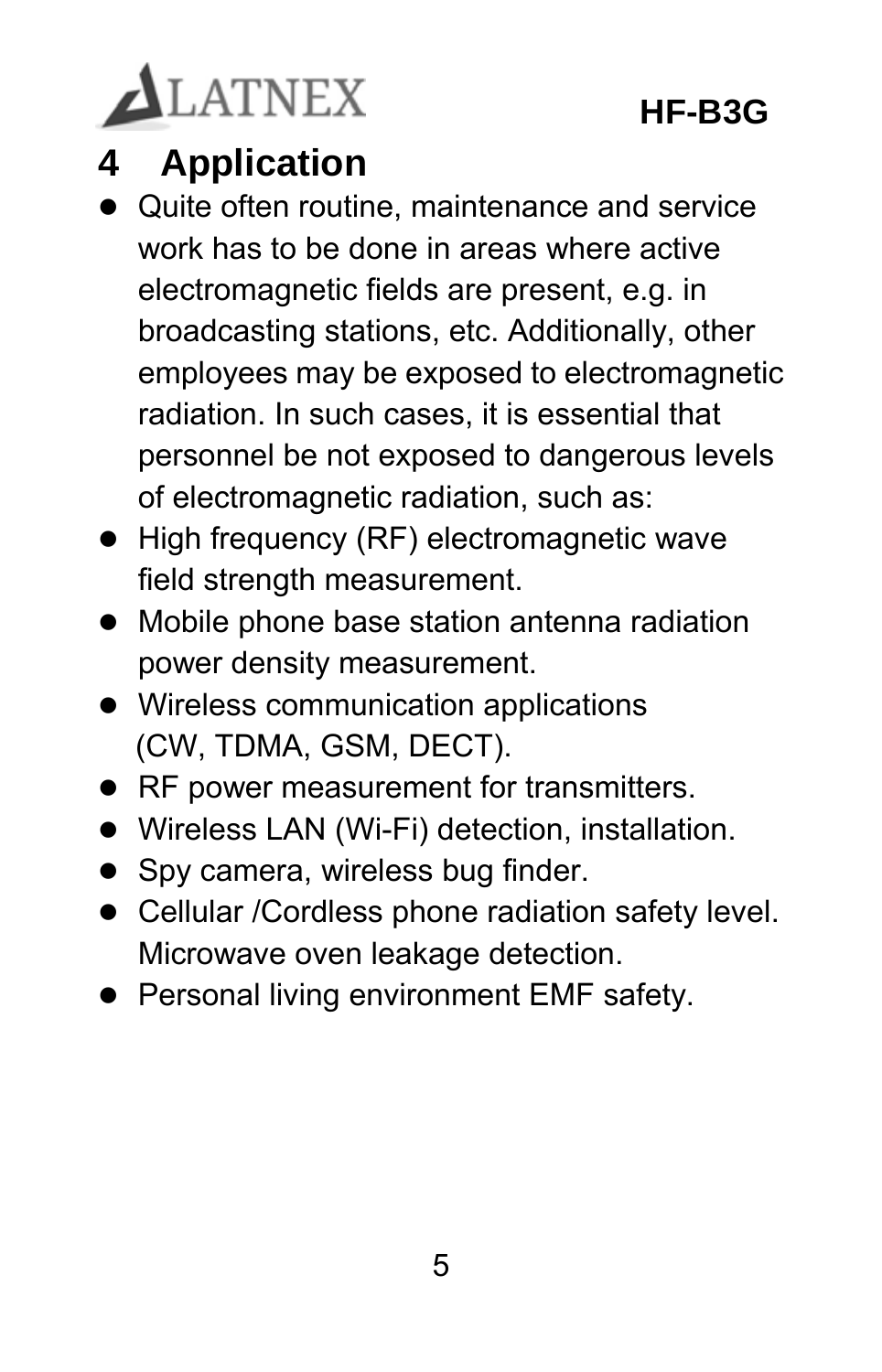# 4 Application

- Quite often routine, maintenance and service work has to be done in areas where active electromagnetic fields are present, e.g. in broadcasting stations, etc. Additionally, other employees may be exposed to electromagnetic radiation. In such cases, it is essential that personnel be not exposed to dangerous levels of electromagnetic radiation, such as:
- High frequency (RF) electromagnetic wave field strength measurement.
- Mobile phone base station antenna radiation power density measurement.
- Wireless communication applications (CW, TDMA, GSM, DECT).
- RF power measurement for transmitters.
- Wireless LAN (Wi-Fi) detection, installation.
- Spy camera, wireless bug finder.
- Cellular /Cordless phone radiation safety level. Microwave oven leakage detection.
- Personal living environment EMF safety.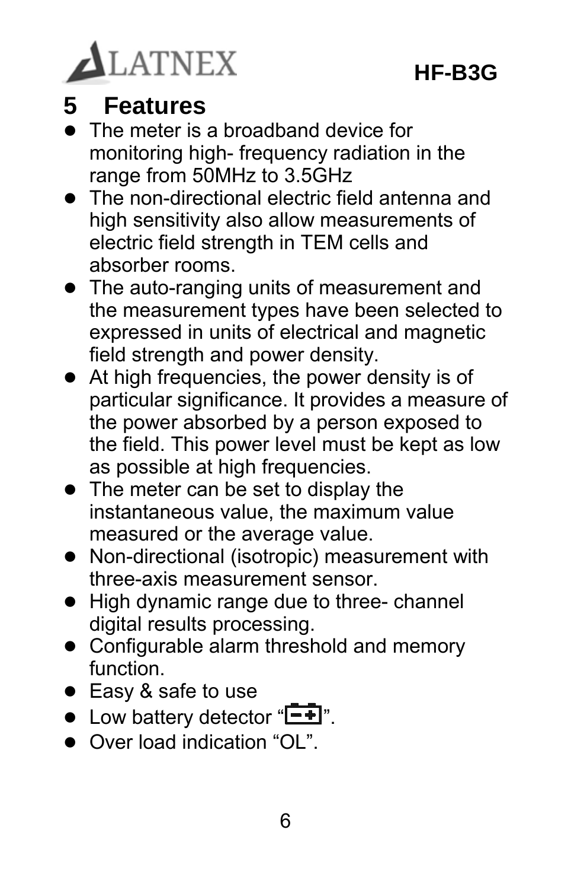## 5 Features

- The meter is a broadband device for monitoring high- frequency radiation in the range from 50MHz to 3.5GHz
- The non-directional electric field antenna and high sensitivity also allow measurements of electric field strength in TEM cells and absorber rooms.
- The auto-ranging units of measurement and the measurement types have been selected to expressed in units of electrical and magnetic field strength and power density.
- At high frequencies, the power density is of particular significance. It provides a measure of the power absorbed by a person exposed to the field. This power level must be kept as low as possible at high frequencies.
- The meter can be set to display the instantaneous value, the maximum value measured or the average value.
- Non-directional (isotropic) measurement with three-axis measurement sensor.
- High dynamic range due to three- channel digital results processing.
- Configurable alarm threshold and memory function.
- Easy & safe to use
- Low battery detector “[-+]”.
- Over load indication “OL”.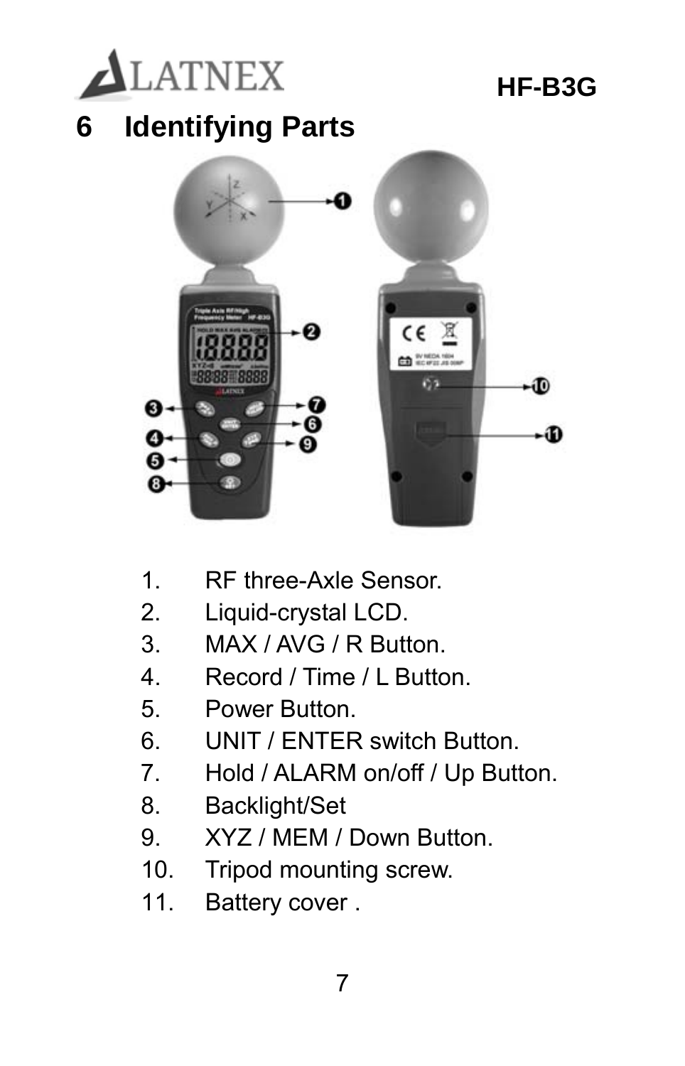# 6 Identifying Parts

1. RF three-Axle Sensor.
2. Liquid-crystal LCD.
3. MAX / AVG / R Button.
4. Record / Time / L Button.
5. Power Button.
6. UNIT / ENTER switch Button.
7. Hold / ALARM on/off / Up Button.
8. Backlight/Set
9. XYZ / MEM / Down Button.
10. Tripod mounting screw.
11. Battery cover .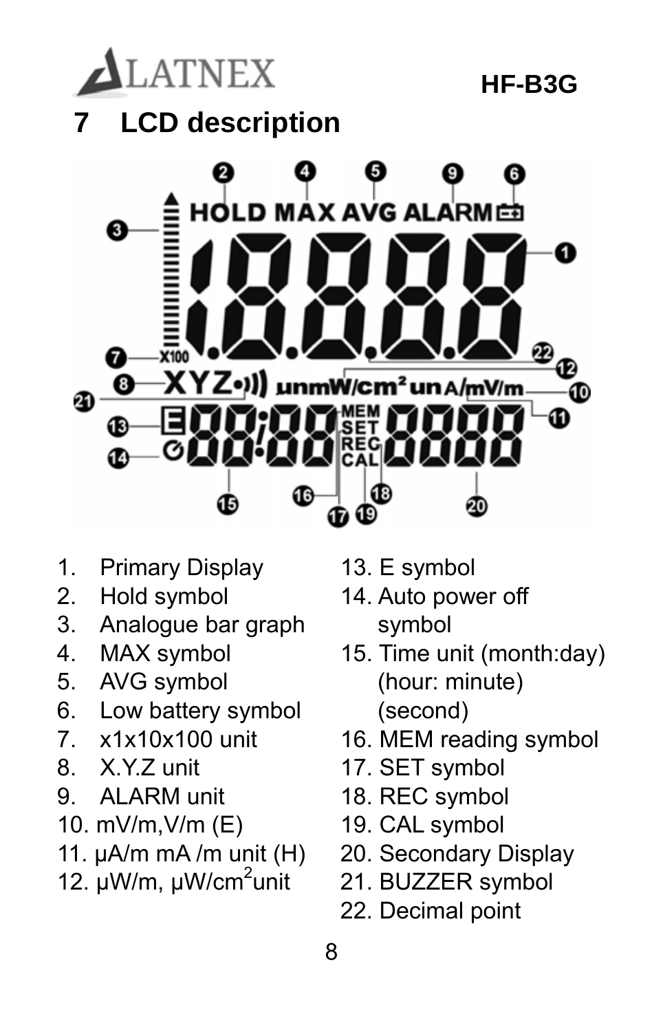# 7 LCD description

1. Primary Display
2. Hold symbol
3. Analogue bar graph
4. MAX symbol
5. AVG symbol
6. Low battery symbol
7. x1x10x100 unit
8. X.Y.Z unit
9. ALARM unit
10. mV/m,V/m (E)
11. μA/m mA /m unit (H)
12. μW/m, μW/cm$^2$unit
13. E symbol
14. Auto power off symbol
15. Time unit (month:day) (hour: minute) (second)
16. MEM reading symbol
17. SET symbol
18. REC symbol
19. CAL symbol
20. Secondary Display
21. BUZZER symbol
22. Decimal point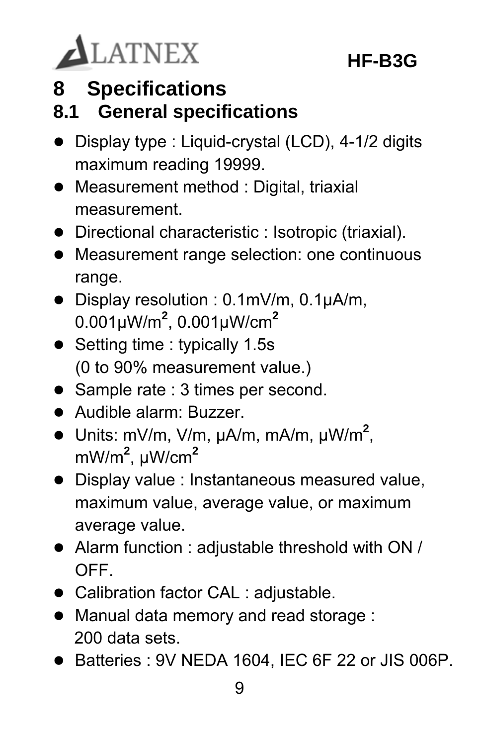# 8 Specifications

## 8.1 General specifications

- Display type : Liquid-crystal (LCD), 4-1/2 digits maximum reading 19999.
- Measurement method : Digital, triaxial measurement.
- Directional characteristic : Isotropic (triaxial).
- Measurement range selection: one continuous range.
- Display resolution : 0.1mV/m, 0.1µA/m, 0.001µW/$m^2$, 0.001µW/$cm^2$
- Setting time : typically 1.5s (0 to 90% measurement value.)
- Sample rate : 3 times per second.
- Audible alarm: Buzzer.
- Units: mV/m, V/m, µA/m, mA/m, µW/$m^2$, mW/$m^2$, µW/$cm^2$
- Display value : Instantaneous measured value, maximum value, average value, or maximum average value.
- Alarm function : adjustable threshold with ON / OFF.
- Calibration factor CAL : adjustable.
- Manual data memory and read storage : 200 data sets.
- Batteries : 9V NEDA 1604, IEC 6F 22 or JIS 006P.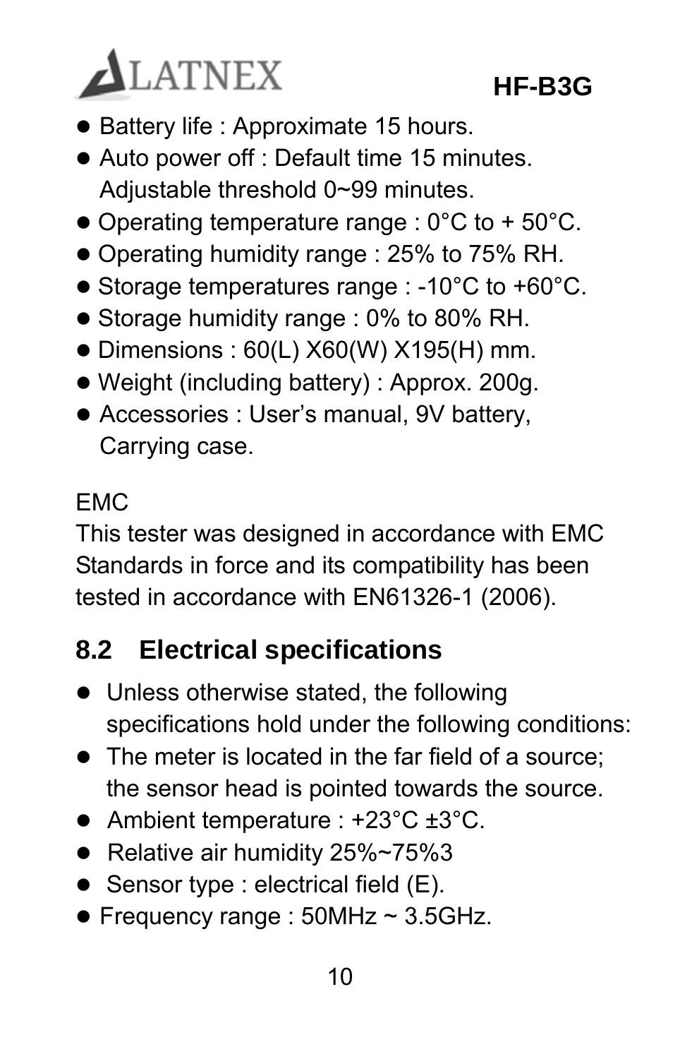- Battery life : Approximate 15 hours.
- Auto power off : Default time 15 minutes. Adjustable threshold 0~99 minutes.
- Operating temperature range : 0°C to + 50°C.
- Operating humidity range : 25% to 75% RH.
- Storage temperatures range : -10°C to +60°C.
- Storage humidity range : 0% to 80% RH.
- Dimensions : 60(L) X60(W) X195(H) mm.
- Weight (including battery) : Approx. 200g.
- Accessories : User's manual, 9V battery, Carrying case.

EMC
This tester was designed in accordance with EMC Standards in force and its compatibility has been tested in accordance with EN61326-1 (2006).

## 8.2 Electrical specifications

- Unless otherwise stated, the following specifications hold under the following conditions:
- The meter is located in the far field of a source; the sensor head is pointed towards the source.
- Ambient temperature : +23°C ±3°C.
- Relative air humidity 25%~75%3
- Sensor type : electrical field (E).
- Frequency range : 50MHz ~ 3.5GHz.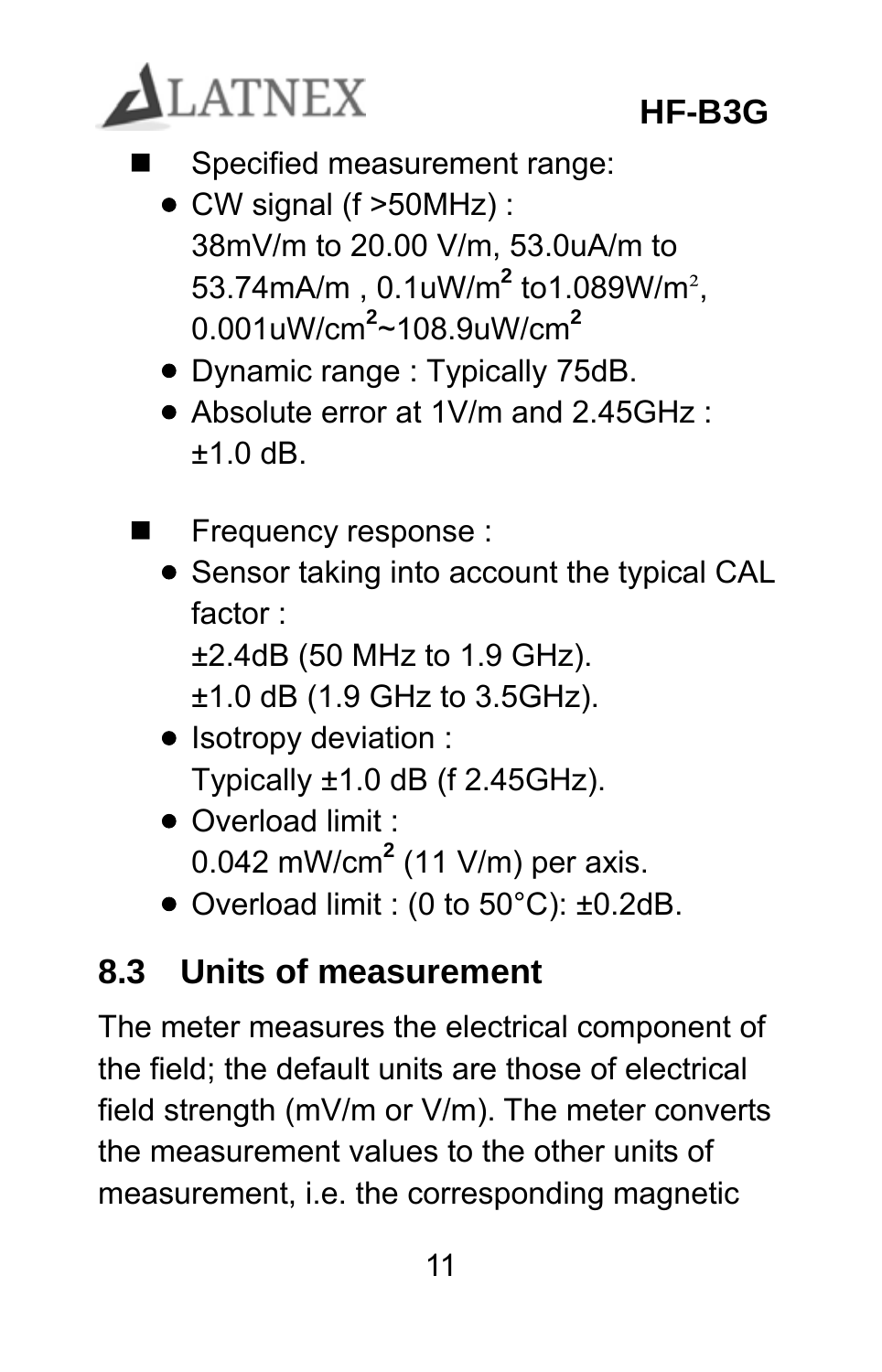- Specified measurement range:
  - CW signal (f >50MHz) :
    38mV/m to 20.00 V/m, 53.0uA/m to 53.74mA/m , 0.1uW/$m^2$ to1.089W/$m^2$, 0.001uW/$cm^2$~108.9uW/$cm^2$
  - Dynamic range : Typically 75dB.
  - Absolute error at 1V/m and 2.45GHz : ±1.0 dB.

- Frequency response :
  - Sensor taking into account the typical CAL factor :
    ±2.4dB (50 MHz to 1.9 GHz).
    ±1.0 dB (1.9 GHz to 3.5GHz).
  - Isotropy deviation :
    Typically ±1.0 dB (f 2.45GHz).
  - Overload limit :
    0.042 mW/$cm^2$ (11 V/m) per axis.
  - Overload limit : (0 to 50°C): ±0.2dB.

## 8.3 Units of measurement

The meter measures the electrical component of the field; the default units are those of electrical field strength (mV/m or V/m). The meter converts the measurement values to the other units of measurement, i.e. the corresponding magnetic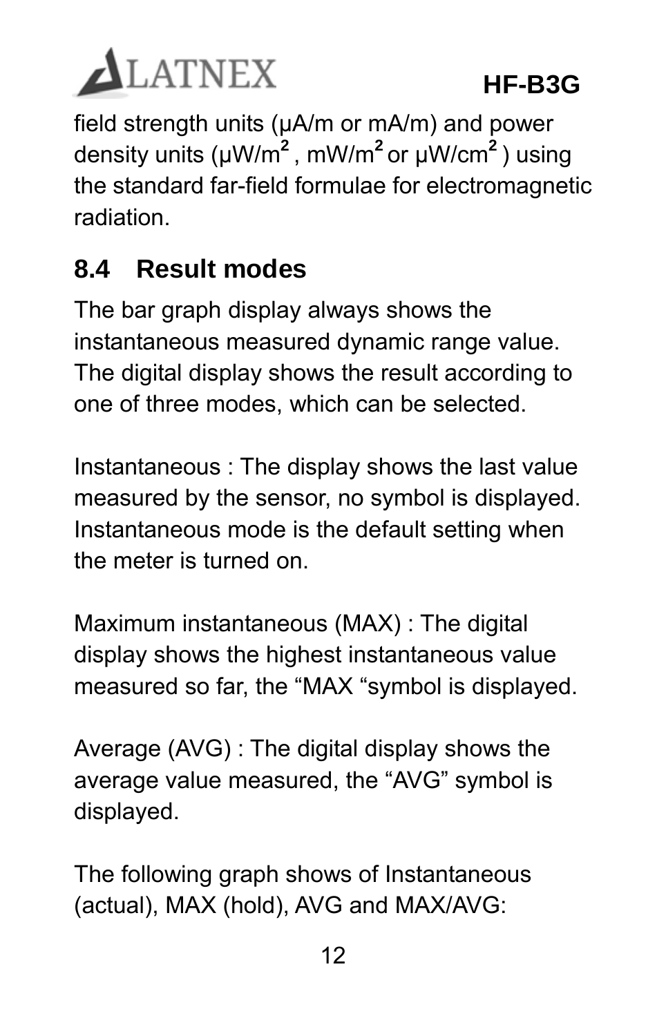field strength units (μA/m or mA/m) and power density units (μW/m$^2$ , mW/m$^2$ or μW/cm$^2$ ) using the standard far-field formulae for electromagnetic radiation.

## 8.4 Result modes

The bar graph display always shows the instantaneous measured dynamic range value. The digital display shows the result according to one of three modes, which can be selected.

Instantaneous : The display shows the last value measured by the sensor, no symbol is displayed. Instantaneous mode is the default setting when the meter is turned on.

Maximum instantaneous (MAX) : The digital display shows the highest instantaneous value measured so far, the “MAX “symbol is displayed.

Average (AVG) : The digital display shows the average value measured, the “AVG” symbol is displayed.

The following graph shows of Instantaneous (actual), MAX (hold), AVG and MAX/AVG: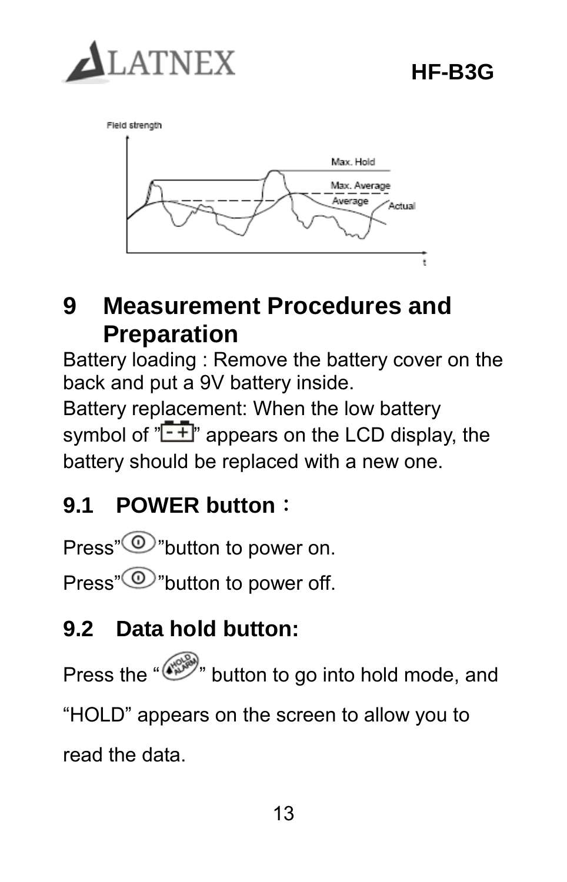## 9 Measurement Procedures and Preparation

Battery loading : Remove the battery cover on the back and put a 9V battery inside.
Battery replacement: When the low battery symbol of "[- +]" appears on the LCD display, the battery should be replaced with a new one.

### 9.1 POWER button：

Press" ⏻ "button to power on.

Press" ⏻ "button to power off.

### 9.2 Data hold button:

Press the " HOLD/ALARM " button to go into hold mode, and "HOLD" appears on the screen to allow you to read the data.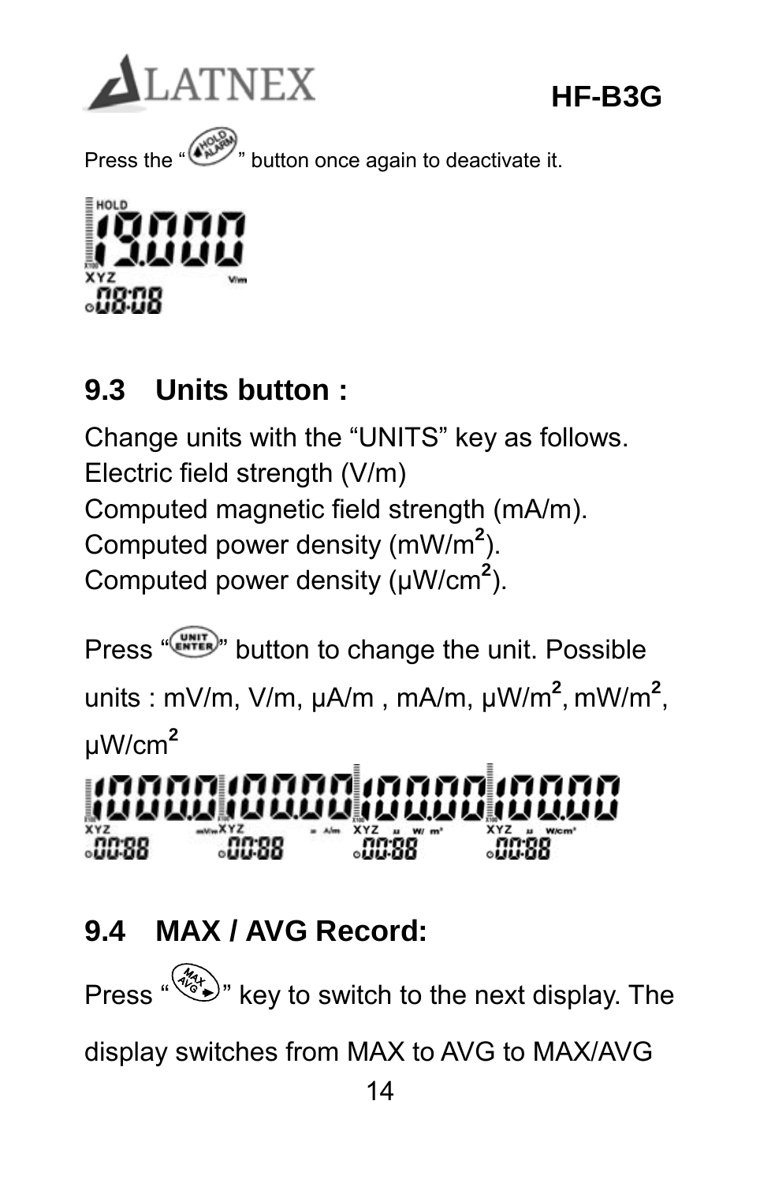Press the “HOLD ALARM” button once again to deactivate it.

## 9.3 Units button :

Change units with the “UNITS” key as follows.
Electric field strength (V/m)
Computed magnetic field strength (mA/m).
Computed power density ($mW/m^2$).
Computed power density ($\mu W/cm^2$).

Press “UNIT ENTER” button to change the unit. Possible units : mV/m, V/m, μA/m , mA/m, $\mu W/m^2$, $mW/m^2$, $\mu W/cm^2$

## 9.4 MAX / AVG Record:

Press “MAX AVG” key to switch to the next display. The display switches from MAX to AVG to MAX/AVG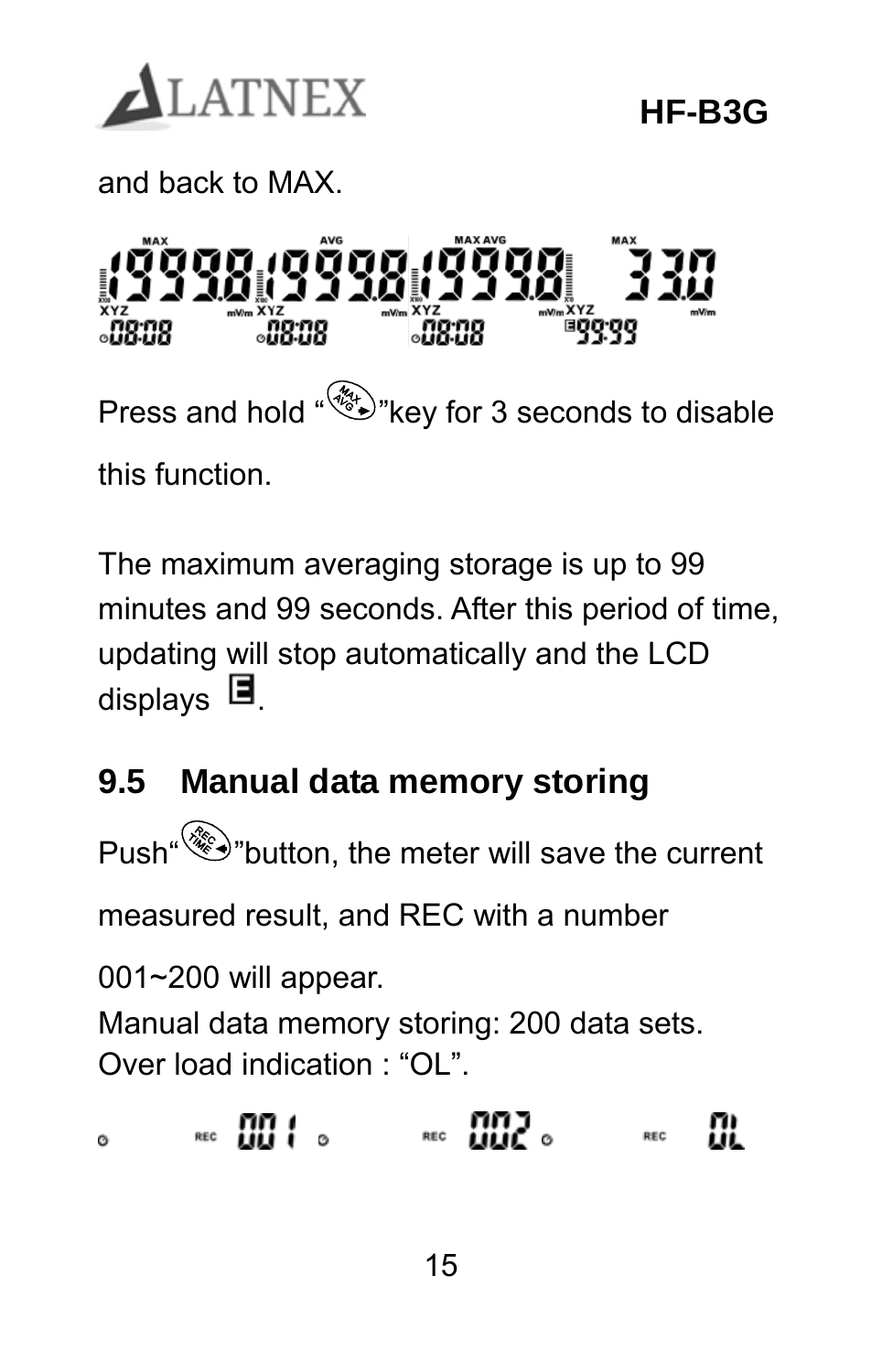and back to MAX.

Press and hold "MAX AVG" key for 3 seconds to disable this function.

The maximum averaging storage is up to 99 minutes and 99 seconds. After this period of time, updating will stop automatically and the LCD displays E.

## 9.5 Manual data memory storing

Push "REC TIME" button, the meter will save the current measured result, and REC with a number 001~200 will appear.

Manual data memory storing: 200 data sets.

Over load indication : "OL".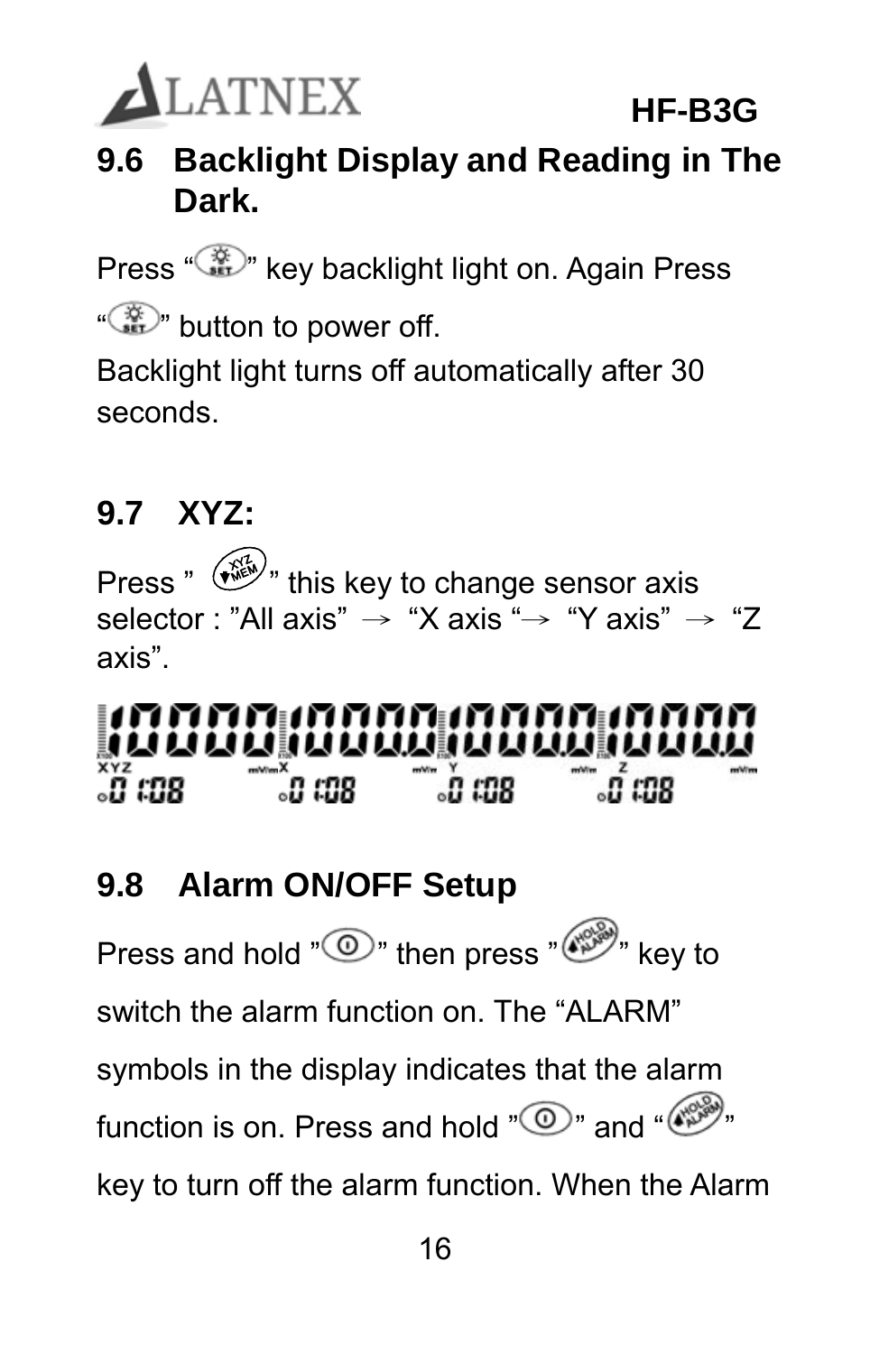## 9.6 Backlight Display and Reading in The Dark.

Press “ ” key backlight light on. Again Press “ ” button to power off.
Backlight light turns off automatically after 30 seconds.

## 9.7 XYZ:

Press ” ” this key to change sensor axis selector : ”All axis” → “X axis “→ “Y axis” → “Z axis”.

## 9.8 Alarm ON/OFF Setup

Press and hold ” ” then press ” ” key to switch the alarm function on. The “ALARM” symbols in the display indicates that the alarm function is on. Press and hold ” ” and “ ” key to turn off the alarm function. When the Alarm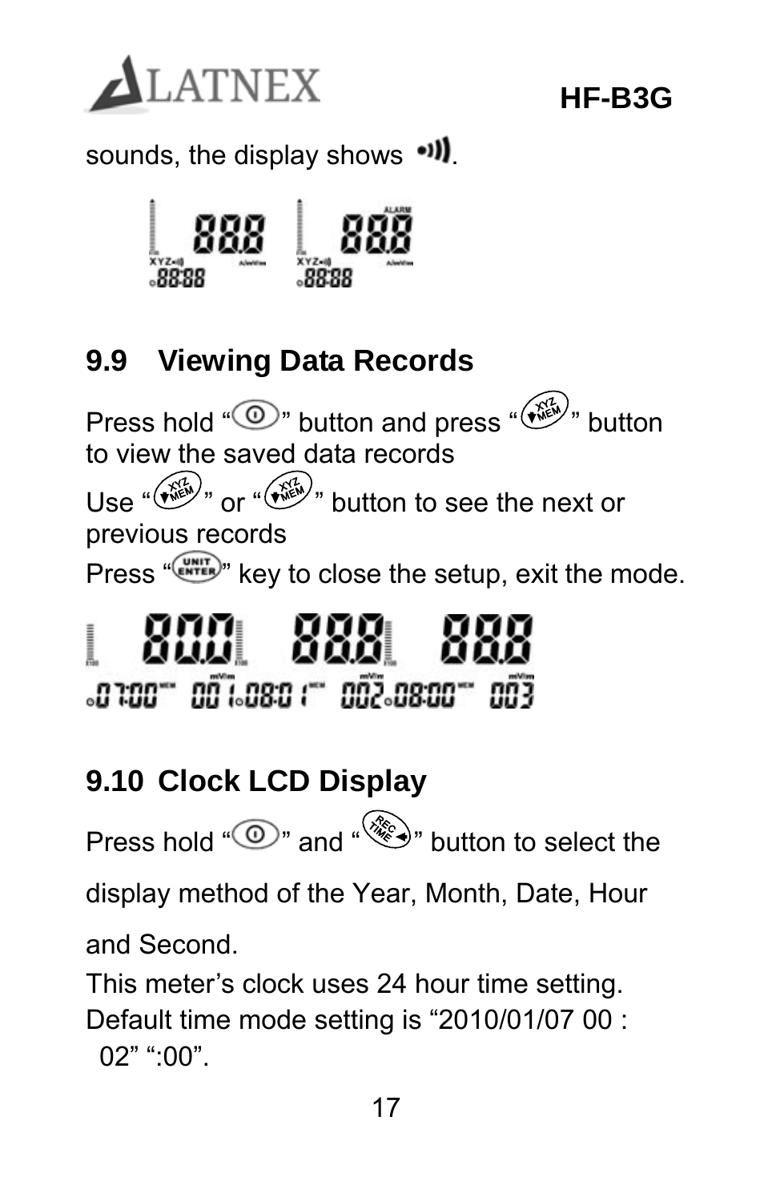sounds, the display shows •)).

## 9.9 Viewing Data Records

Press hold "⊙" button and press "XYZ MEM" button to view the saved data records

Use "XYZ MEM" or "XYZ MEM" button to see the next or previous records

Press "UNIT ENTER" key to close the setup, exit the mode.

## 9.10 Clock LCD Display

Press hold "⊙" and "REC TIME" button to select the

display method of the Year, Month, Date, Hour

and Second.

This meter's clock uses 24 hour time setting.

Default time mode setting is "2010/01/07 00 : 02" ":00".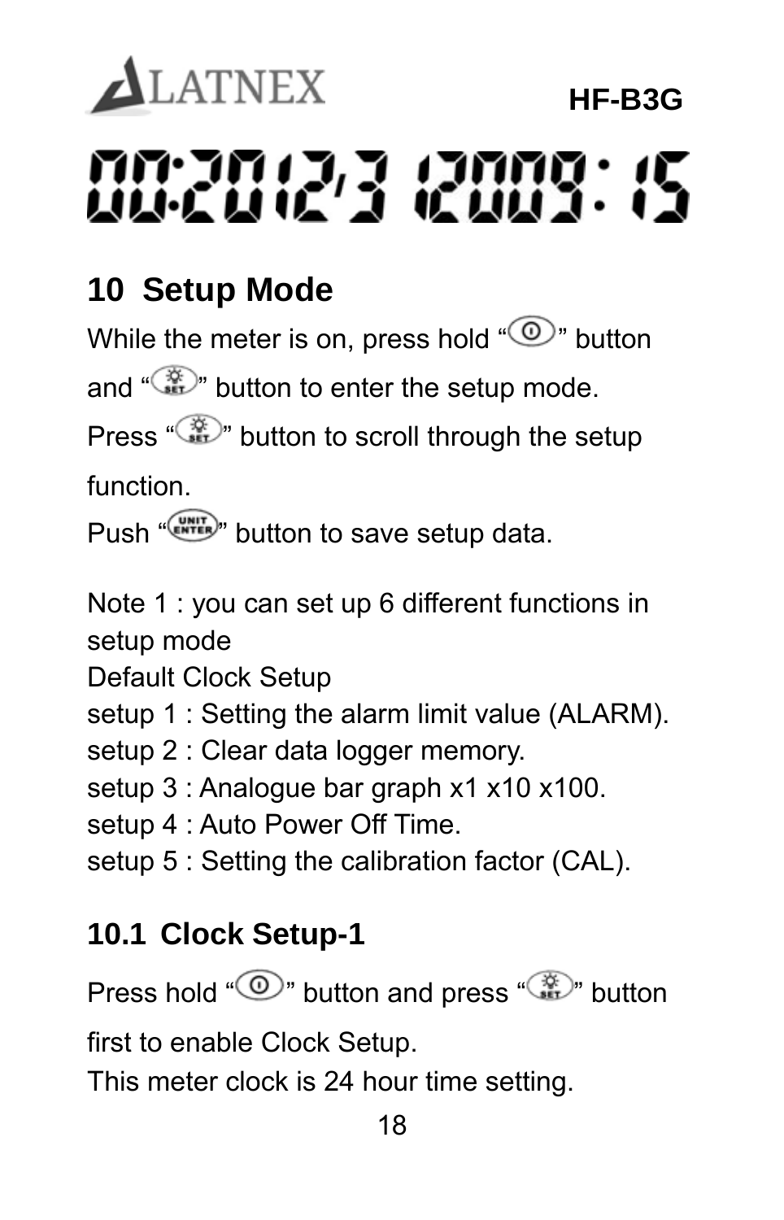## 10 Setup Mode

While the meter is on, press hold "⏻" button and "SET" button to enter the setup mode.

Press "SET" button to scroll through the setup function.

Push "UNIT ENTER" button to save setup data.

Note 1 : you can set up 6 different functions in setup mode

Default Clock Setup

setup 1 : Setting the alarm limit value (ALARM).

setup 2 : Clear data logger memory.

setup 3 : Analogue bar graph x1 x10 x100.

setup 4 : Auto Power Off Time.

setup 5 : Setting the calibration factor (CAL).

### 10.1 Clock Setup-1

Press hold "⏻" button and press "SET" button first to enable Clock Setup.

This meter clock is 24 hour time setting.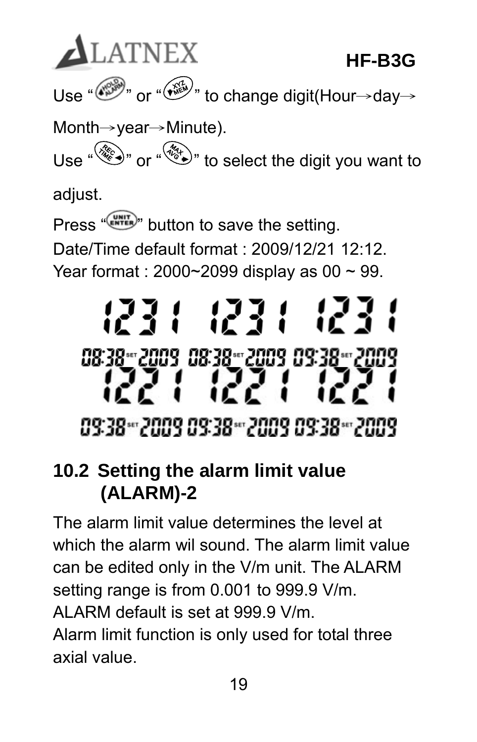Use "HOLD/ALARM" or "XYZ/MEM" to change digit(Hour→day→Month→year→Minute).

Use "REC/TIME" or "MAX/AVG" to select the digit you want to adjust.

Press "UNIT/ENTER" button to save the setting.

Date/Time default format : 2009/12/21 12:12.

Year format : 2000~2099 display as 00 ~ 99.

## 10.2 Setting the alarm limit value (ALARM)-2

The alarm limit value determines the level at which the alarm wil sound. The alarm limit value can be edited only in the V/m unit. The ALARM setting range is from 0.001 to 999.9 V/m.

ALARM default is set at 999.9 V/m.

Alarm limit function is only used for total three axial value.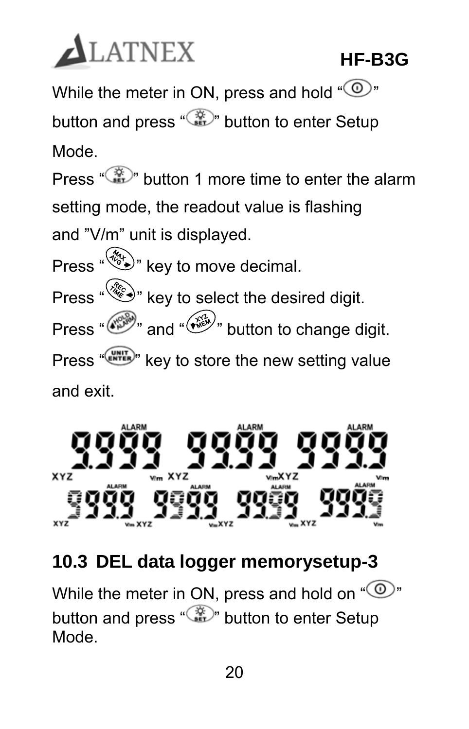While the meter in ON, press and hold "⏻" button and press "SET" button to enter Setup Mode.

Press "SET" button 1 more time to enter the alarm setting mode, the readout value is flashing and "V/m" unit is displayed.

Press "MAX AVG" key to move decimal.

Press "REC TIME" key to select the desired digit.

Press "HOLD ALARM" and "XYZ MEM" button to change digit.

Press "UNIT ENTER" key to store the new setting value and exit.

## 10.3 DEL data logger memorysetup-3

While the meter in ON, press and hold on "⏻" button and press "SET" button to enter Setup Mode.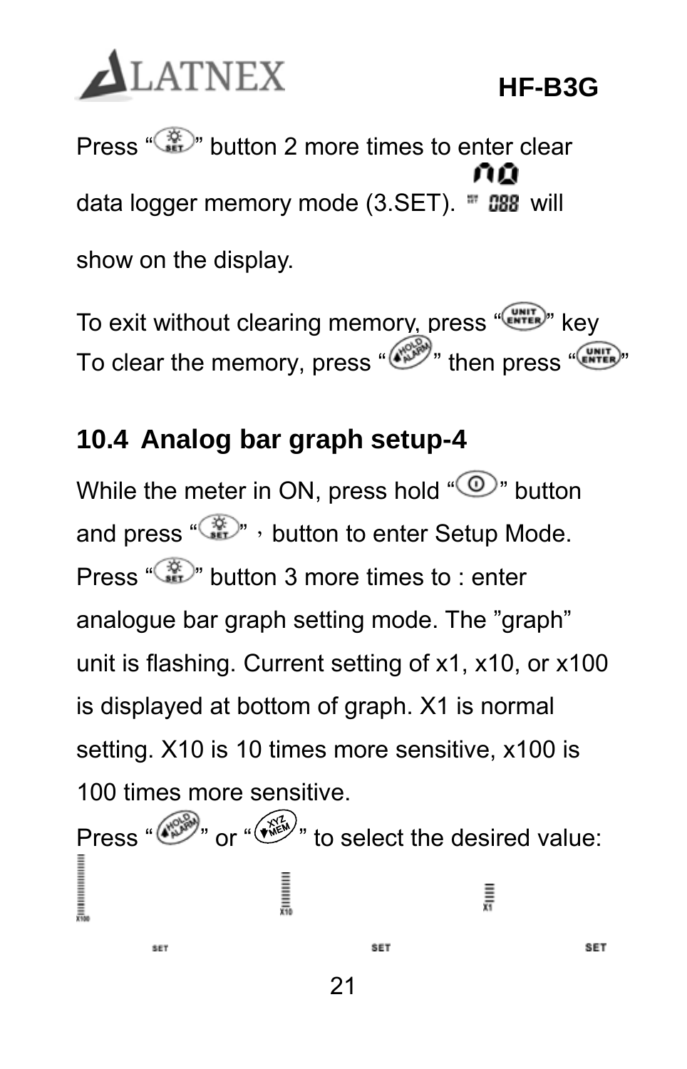Press “SET” button 2 more times to enter clear data logger memory mode (3.SET). “no” will show on the display.

To exit without clearing memory, press “UNIT ENTER” key
To clear the memory, press “HOLD ALARM” then press “UNIT ENTER”

## 10.4 Analog bar graph setup-4

While the meter in ON, press hold “⏻” button and press “SET”，button to enter Setup Mode. Press “SET” button 3 more times to : enter analogue bar graph setting mode. The ”graph” unit is flashing. Current setting of x1, x10, or x100 is displayed at bottom of graph. X1 is normal setting. X10 is 10 times more sensitive, x100 is 100 times more sensitive.

Press “HOLD ALARM” or “XYZ MEM” to select the desired value:

X100 SET X10 SET X1 SET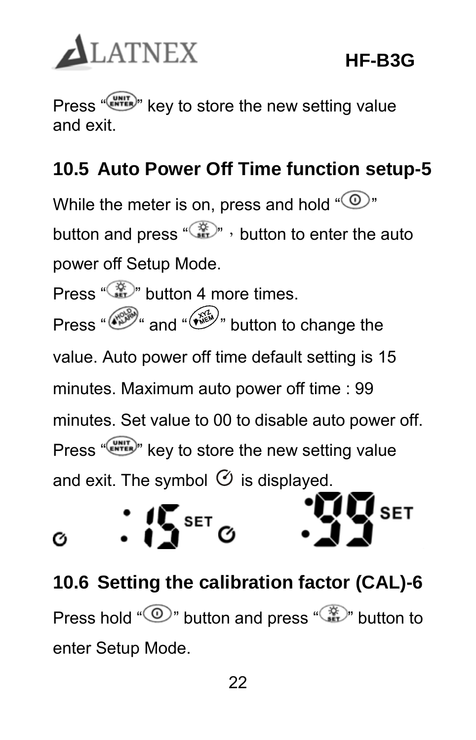Press "UNIT ENTER" key to store the new setting value and exit.

## 10.5 Auto Power Off Time function setup-5

While the meter is on, press and hold "⏻" button and press "SET"，button to enter the auto power off Setup Mode.

Press "SET" button 4 more times.

Press "HOLD ALARM" and "XYZ MEM" button to change the value. Auto power off time default setting is 15 minutes. Maximum auto power off time : 99 minutes. Set value to 00 to disable auto power off.

Press "UNIT ENTER" key to store the new setting value and exit. The symbol ⏲ is displayed.

## 10.6 Setting the calibration factor (CAL)-6

Press hold "⏻" button and press "SET" button to enter Setup Mode.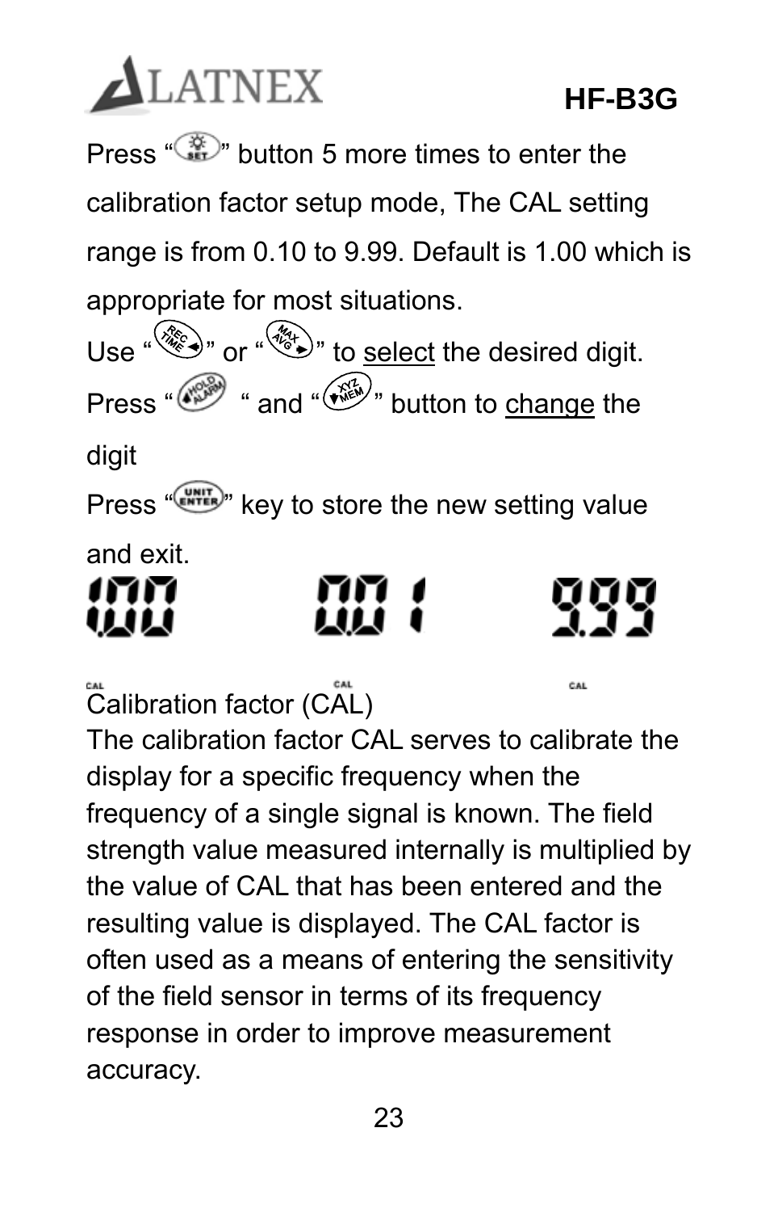Press “SET” button 5 more times to enter the calibration factor setup mode, The CAL setting range is from 0.10 to 9.99. Default is 1.00 which is appropriate for most situations.

Use “REC TIME” or “MAX AVG” to select the desired digit.

Press “HOLD ALARM” and “XYZ MEM” button to change the digit

Press “UNIT ENTER” key to store the new setting value and exit.

1.00 CAL    0.01 CAL    9.99 CAL

Calibration factor (CAL)

The calibration factor CAL serves to calibrate the display for a specific frequency when the frequency of a single signal is known. The field strength value measured internally is multiplied by the value of CAL that has been entered and the resulting value is displayed. The CAL factor is often used as a means of entering the sensitivity of the field sensor in terms of its frequency response in order to improve measurement accuracy.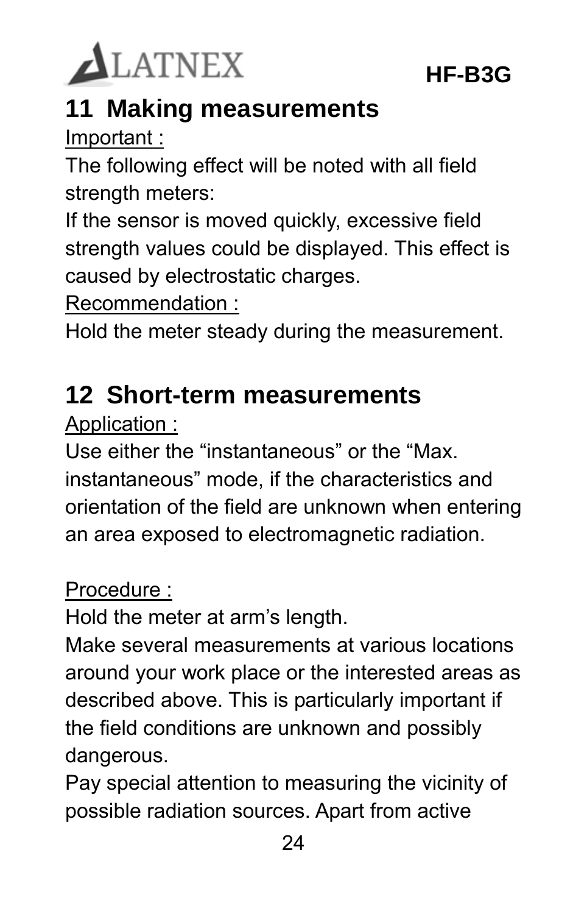## 11 Making measurements

Important :

The following effect will be noted with all field strength meters:

If the sensor is moved quickly, excessive field strength values could be displayed. This effect is caused by electrostatic charges.

Recommendation :

Hold the meter steady during the measurement.

## 12 Short-term measurements

Application :

Use either the “instantaneous” or the “Max. instantaneous” mode, if the characteristics and orientation of the field are unknown when entering an area exposed to electromagnetic radiation.

Procedure :

Hold the meter at arm’s length.

Make several measurements at various locations around your work place or the interested areas as described above. This is particularly important if the field conditions are unknown and possibly dangerous.

Pay special attention to measuring the vicinity of possible radiation sources. Apart from active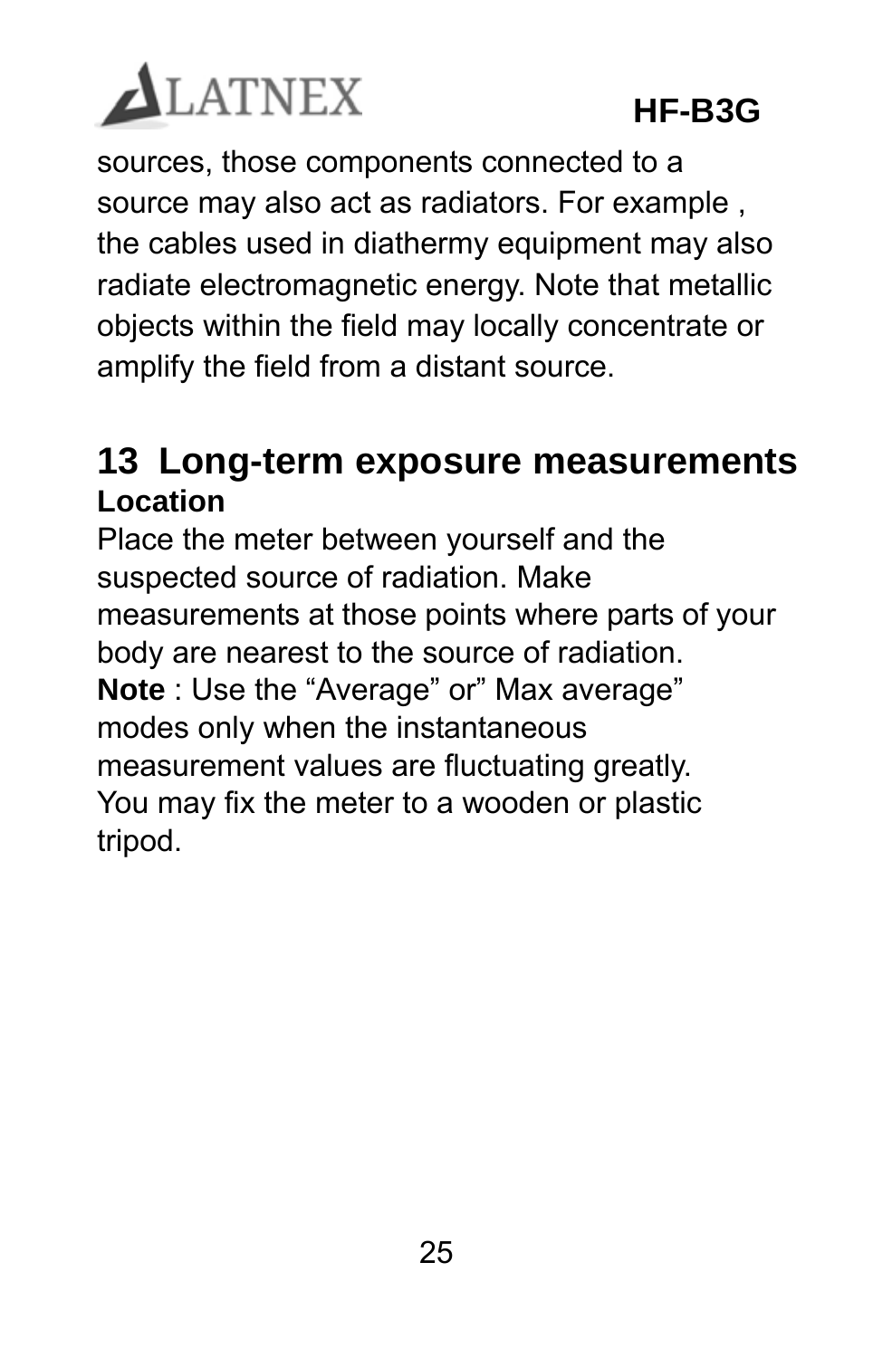sources, those components connected to a source may also act as radiators. For example , the cables used in diathermy equipment may also radiate electromagnetic energy. Note that metallic objects within the field may locally concentrate or amplify the field from a distant source.

## 13 Long-term exposure measurements

**Location**

Place the meter between yourself and the suspected source of radiation. Make measurements at those points where parts of your body are nearest to the source of radiation.

**Note** : Use the “Average” or” Max average” modes only when the instantaneous measurement values are fluctuating greatly.

You may fix the meter to a wooden or plastic tripod.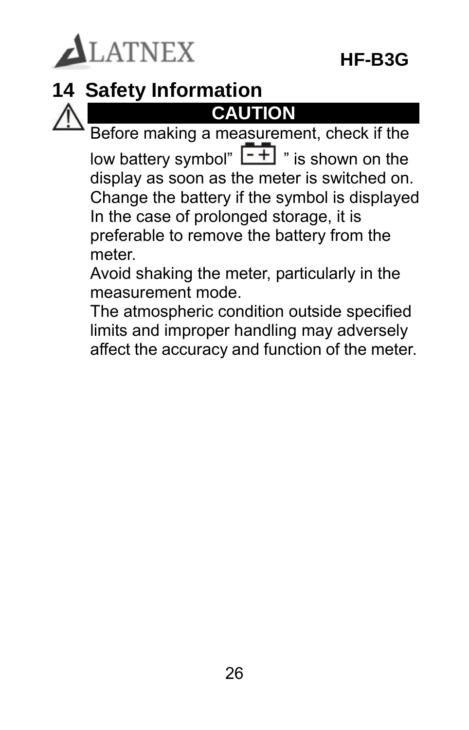## 14 Safety Information

**CAUTION**

Before making a measurement, check if the low battery symbol" [- +] " is shown on the display as soon as the meter is switched on. Change the battery if the symbol is displayed

In the case of prolonged storage, it is preferable to remove the battery from the meter.

Avoid shaking the meter, particularly in the measurement mode.

The atmospheric condition outside specified limits and improper handling may adversely affect the accuracy and function of the meter.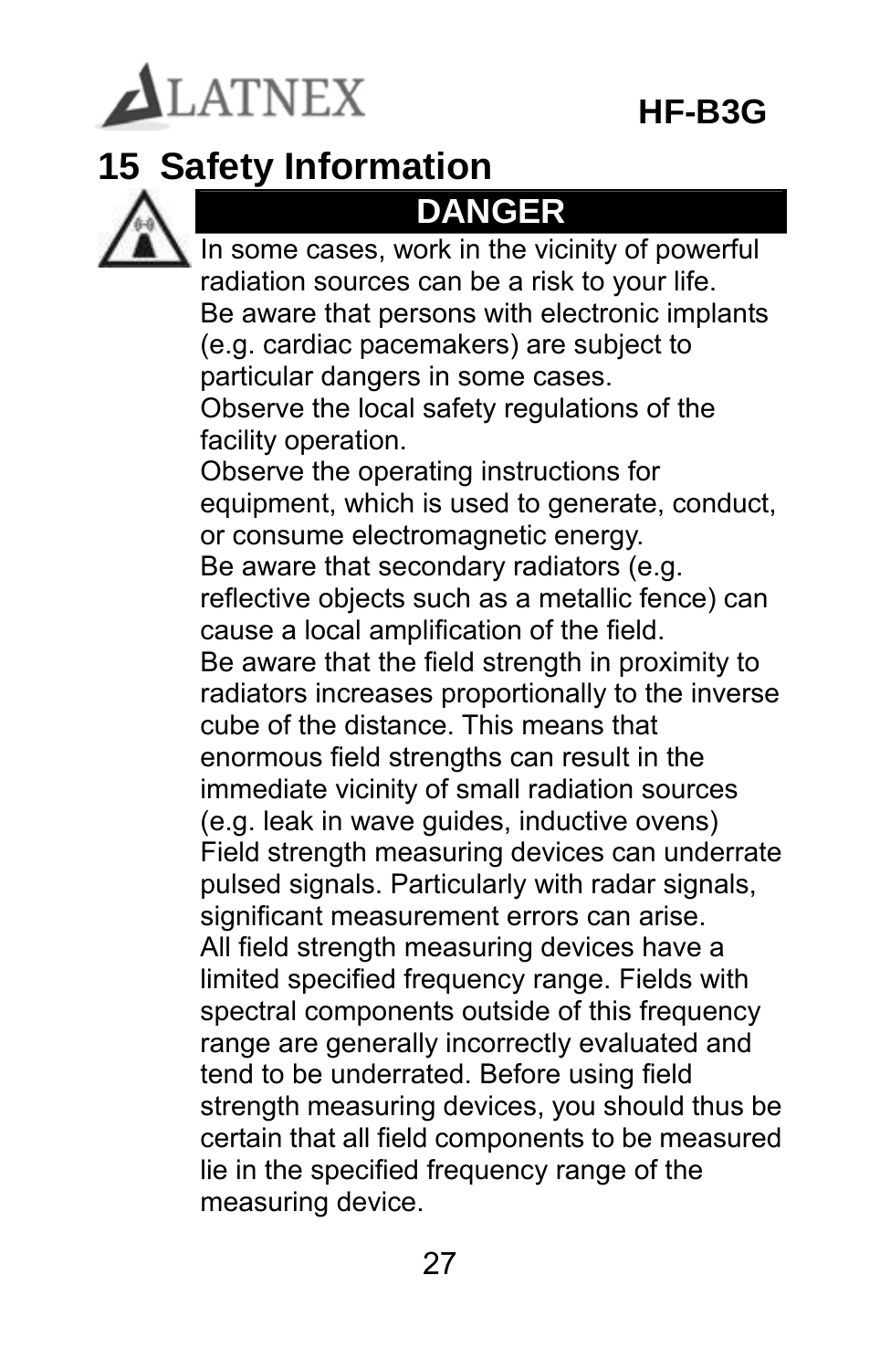## 15 Safety Information

**DANGER**

In some cases, work in the vicinity of powerful radiation sources can be a risk to your life.
Be aware that persons with electronic implants (e.g. cardiac pacemakers) are subject to particular dangers in some cases.
Observe the local safety regulations of the facility operation.
Observe the operating instructions for equipment, which is used to generate, conduct, or consume electromagnetic energy.
Be aware that secondary radiators (e.g. reflective objects such as a metallic fence) can cause a local amplification of the field.
Be aware that the field strength in proximity to radiators increases proportionally to the inverse cube of the distance. This means that enormous field strengths can result in the immediate vicinity of small radiation sources (e.g. leak in wave guides, inductive ovens)
Field strength measuring devices can underrate pulsed signals. Particularly with radar signals, significant measurement errors can arise.
All field strength measuring devices have a limited specified frequency range. Fields with spectral components outside of this frequency range are generally incorrectly evaluated and tend to be underrated. Before using field strength measuring devices, you should thus be certain that all field components to be measured lie in the specified frequency range of the measuring device.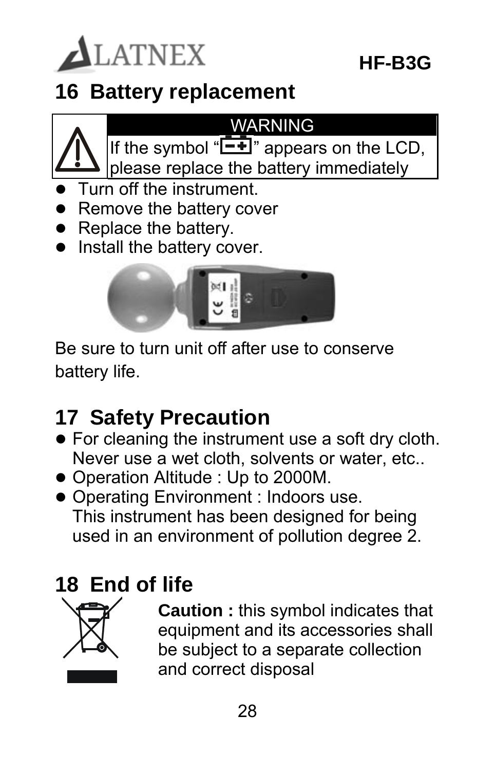## 16 Battery replacement

**WARNING**

If the symbol "[battery symbol]" appears on the LCD, please replace the battery immediately

- Turn off the instrument.
- Remove the battery cover
- Replace the battery.
- Install the battery cover.

Be sure to turn unit off after use to conserve battery life.

## 17 Safety Precaution

- For cleaning the instrument use a soft dry cloth. Never use a wet cloth, solvents or water, etc..
- Operation Altitude : Up to 2000M.
- Operating Environment : Indoors use. This instrument has been designed for being used in an environment of pollution degree 2.

## 18 End of life

**Caution :** this symbol indicates that equipment and its accessories shall be subject to a separate collection and correct disposal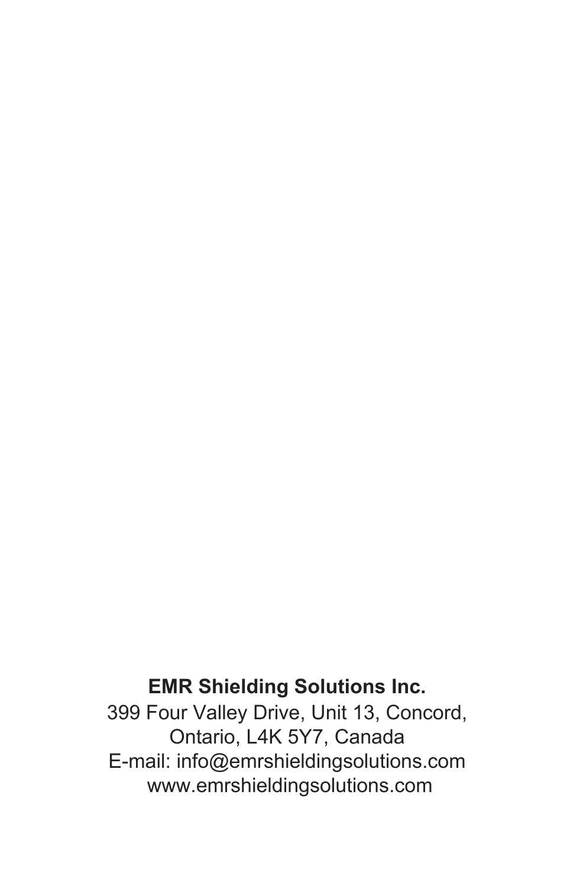**EMR Shielding Solutions Inc.**

399 Four Valley Drive, Unit 13, Concord,
Ontario, L4K 5Y7, Canada
E-mail: info@emrshieldingsolutions.com
www.emrshieldingsolutions.com